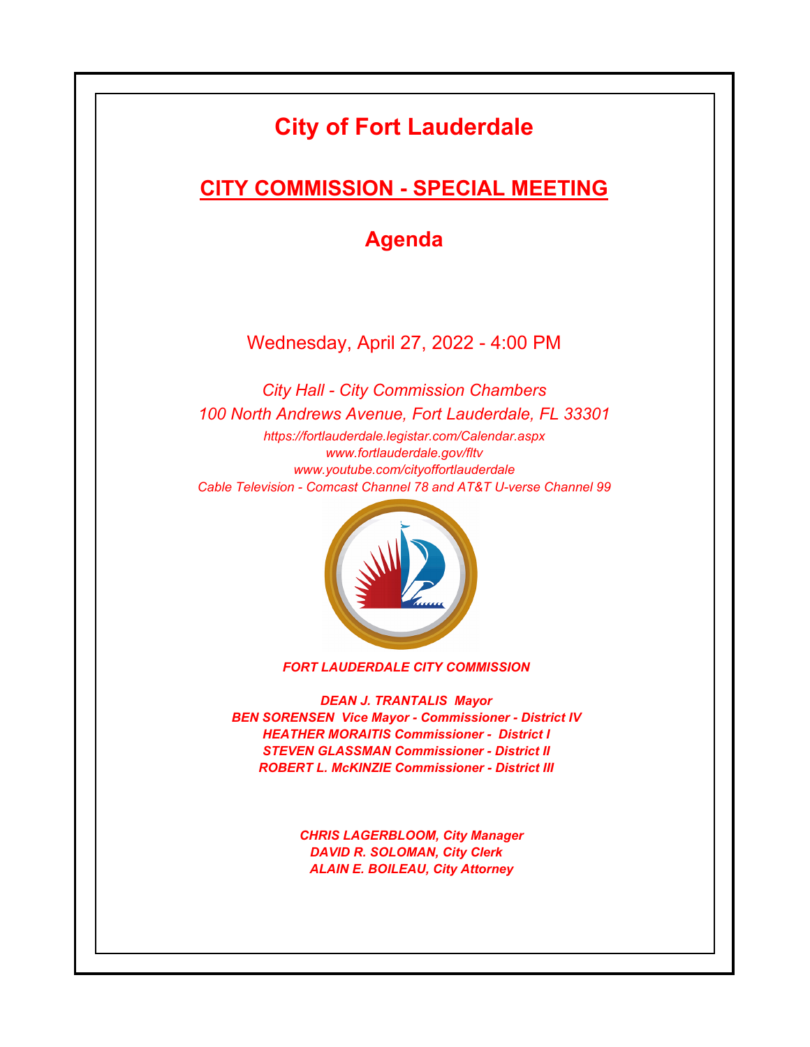# City of Fort Lauderdale

## CITY COMMISSION - SPECIAL MEETING

## Agenda

Wednesday, April 27, 2022 - 4:00 PM

*City Hall - City Commission Chambers*

*100 North Andrews Avenue, Fort Lauderdale, FL 33301*

*https://fortlauderdale.legistar.com/Calendar.aspx*

*www.fortlauderdale.gov/fltv*

*www.youtube.com/cityoffortlauderdale*

*Cable Television - Comcast Channel 78 and AT&T U-verse Channel 99*

***FORT LAUDERDALE CITY COMMISSION***

***DEAN J. TRANTALIS Mayor***

***BEN SORENSEN Vice Mayor - Commissioner - District IV***

***HEATHER MORAITIS Commissioner - District I***

***STEVEN GLASSMAN Commissioner - District II***

***ROBERT L. McKINZIE Commissioner - District III***

***CHRIS LAGERBLOOM, City Manager***

***DAVID R. SOLOMAN, City Clerk***

***ALAIN E. BOILEAU, City Attorney***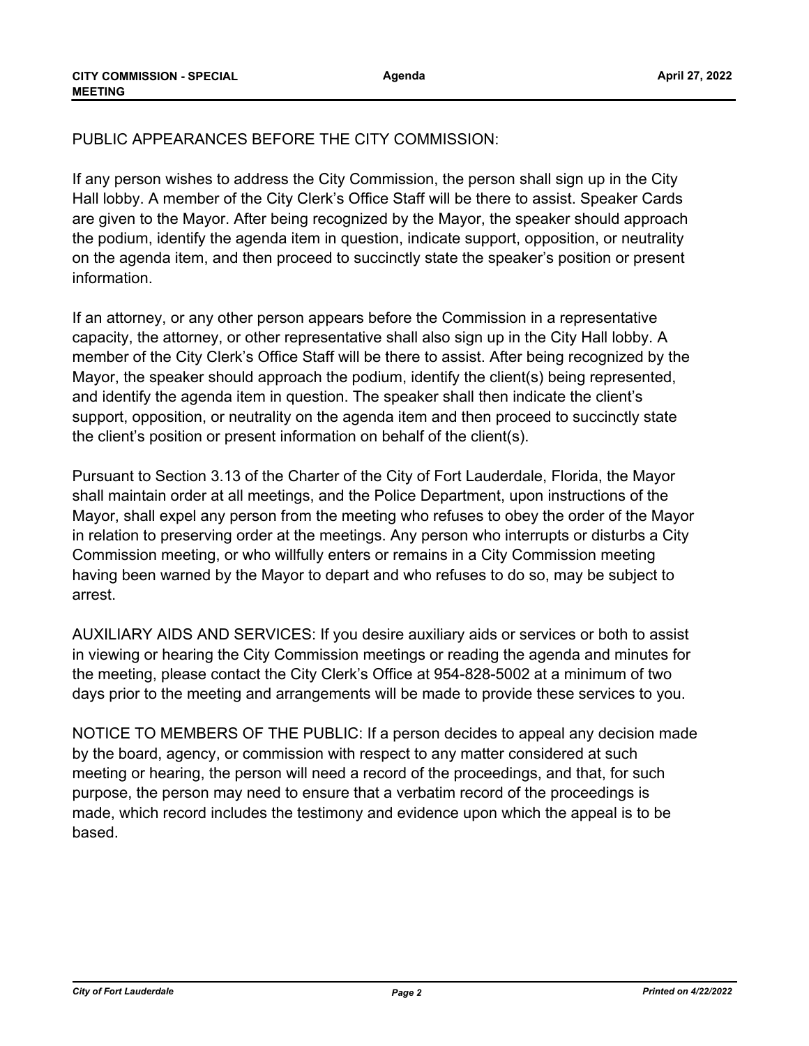PUBLIC APPEARANCES BEFORE THE CITY COMMISSION:

If any person wishes to address the City Commission, the person shall sign up in the City Hall lobby. A member of the City Clerk's Office Staff will be there to assist. Speaker Cards are given to the Mayor. After being recognized by the Mayor, the speaker should approach the podium, identify the agenda item in question, indicate support, opposition, or neutrality on the agenda item, and then proceed to succinctly state the speaker's position or present information.

If an attorney, or any other person appears before the Commission in a representative capacity, the attorney, or other representative shall also sign up in the City Hall lobby. A member of the City Clerk's Office Staff will be there to assist. After being recognized by the Mayor, the speaker should approach the podium, identify the client(s) being represented, and identify the agenda item in question. The speaker shall then indicate the client's support, opposition, or neutrality on the agenda item and then proceed to succinctly state the client's position or present information on behalf of the client(s).

Pursuant to Section 3.13 of the Charter of the City of Fort Lauderdale, Florida, the Mayor shall maintain order at all meetings, and the Police Department, upon instructions of the Mayor, shall expel any person from the meeting who refuses to obey the order of the Mayor in relation to preserving order at the meetings. Any person who interrupts or disturbs a City Commission meeting, or who willfully enters or remains in a City Commission meeting having been warned by the Mayor to depart and who refuses to do so, may be subject to arrest.

AUXILIARY AIDS AND SERVICES: If you desire auxiliary aids or services or both to assist in viewing or hearing the City Commission meetings or reading the agenda and minutes for the meeting, please contact the City Clerk's Office at 954-828-5002 at a minimum of two days prior to the meeting and arrangements will be made to provide these services to you.

NOTICE TO MEMBERS OF THE PUBLIC: If a person decides to appeal any decision made by the board, agency, or commission with respect to any matter considered at such meeting or hearing, the person will need a record of the proceedings, and that, for such purpose, the person may need to ensure that a verbatim record of the proceedings is made, which record includes the testimony and evidence upon which the appeal is to be based.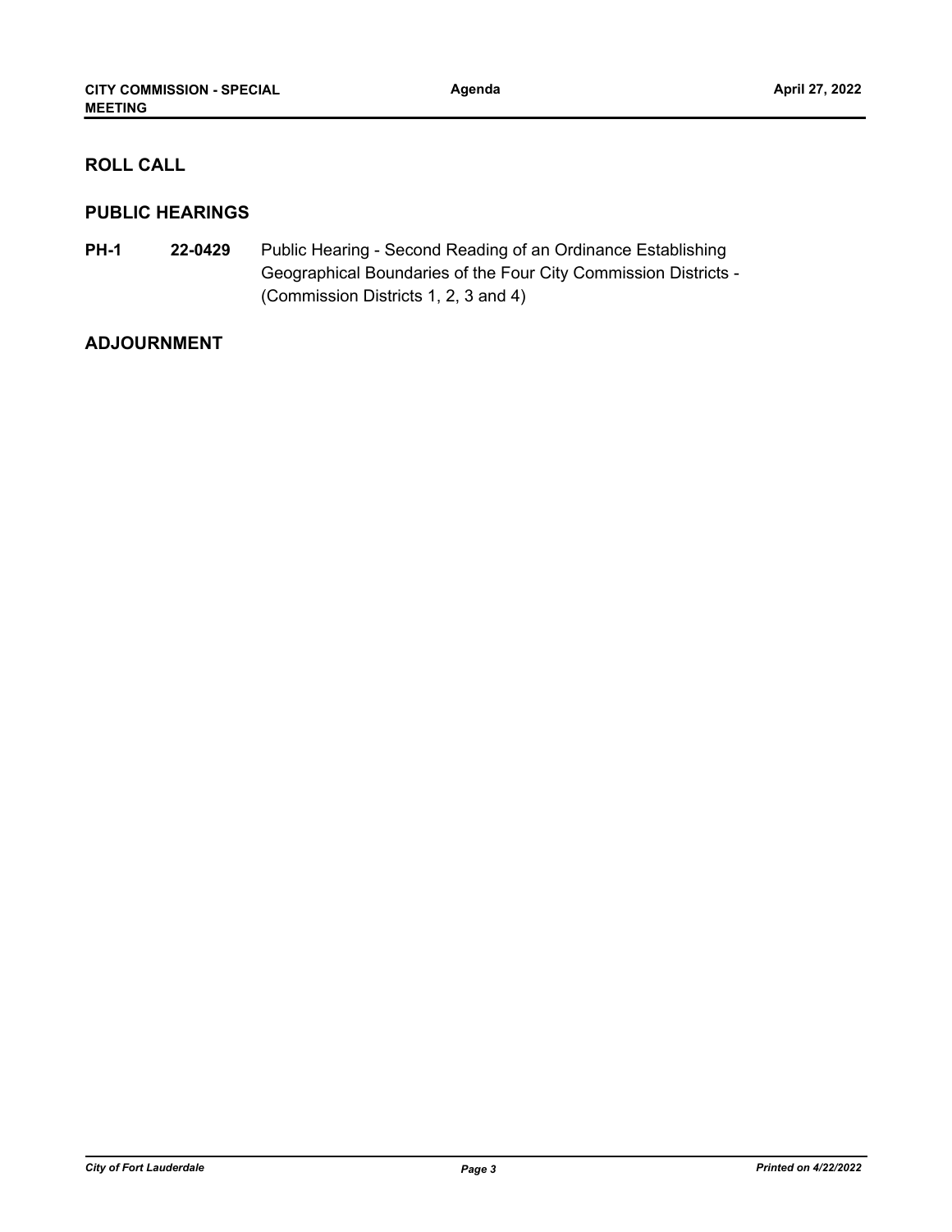## ROLL CALL

## PUBLIC HEARINGS

**PH-1** **22-0429** Public Hearing - Second Reading of an Ordinance Establishing Geographical Boundaries of the Four City Commission Districts - (Commission Districts 1, 2, 3 and 4)

## ADJOURNMENT